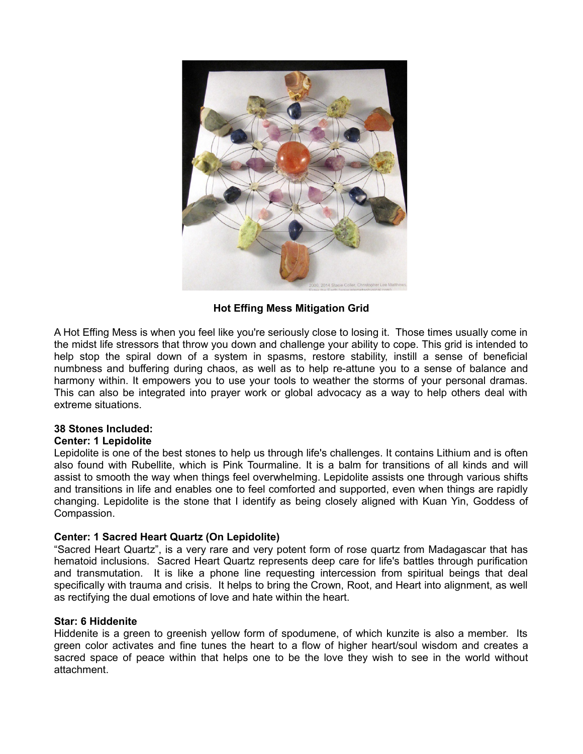**Hot Effing Mess Mitigation Grid**

A Hot Effing Mess is when you feel like you're seriously close to losing it. Those times usually come in the midst life stressors that throw you down and challenge your ability to cope. This grid is intended to help stop the spiral down of a system in spasms, restore stability, instill a sense of beneficial numbness and buffering during chaos, as well as to help re-attune you to a sense of balance and harmony within. It empowers you to use your tools to weather the storms of your personal dramas. This can also be integrated into prayer work or global advocacy as a way to help others deal with extreme situations.

**38 Stones Included:**

**Center: 1 Lepidolite**

Lepidolite is one of the best stones to help us through life's challenges. It contains Lithium and is often also found with Rubellite, which is Pink Tourmaline. It is a balm for transitions of all kinds and will assist to smooth the way when things feel overwhelming. Lepidolite assists one through various shifts and transitions in life and enables one to feel comforted and supported, even when things are rapidly changing. Lepidolite is the stone that I identify as being closely aligned with Kuan Yin, Goddess of Compassion.

**Center: 1 Sacred Heart Quartz (On Lepidolite)**

"Sacred Heart Quartz", is a very rare and very potent form of rose quartz from Madagascar that has hematoid inclusions. Sacred Heart Quartz represents deep care for life's battles through purification and transmutation. It is like a phone line requesting intercession from spiritual beings that deal specifically with trauma and crisis. It helps to bring the Crown, Root, and Heart into alignment, as well as rectifying the dual emotions of love and hate within the heart.

**Star: 6 Hiddenite**

Hiddenite is a green to greenish yellow form of spodumene, of which kunzite is also a member. Its green color activates and fine tunes the heart to a flow of higher heart/soul wisdom and creates a sacred space of peace within that helps one to be the love they wish to see in the world without attachment.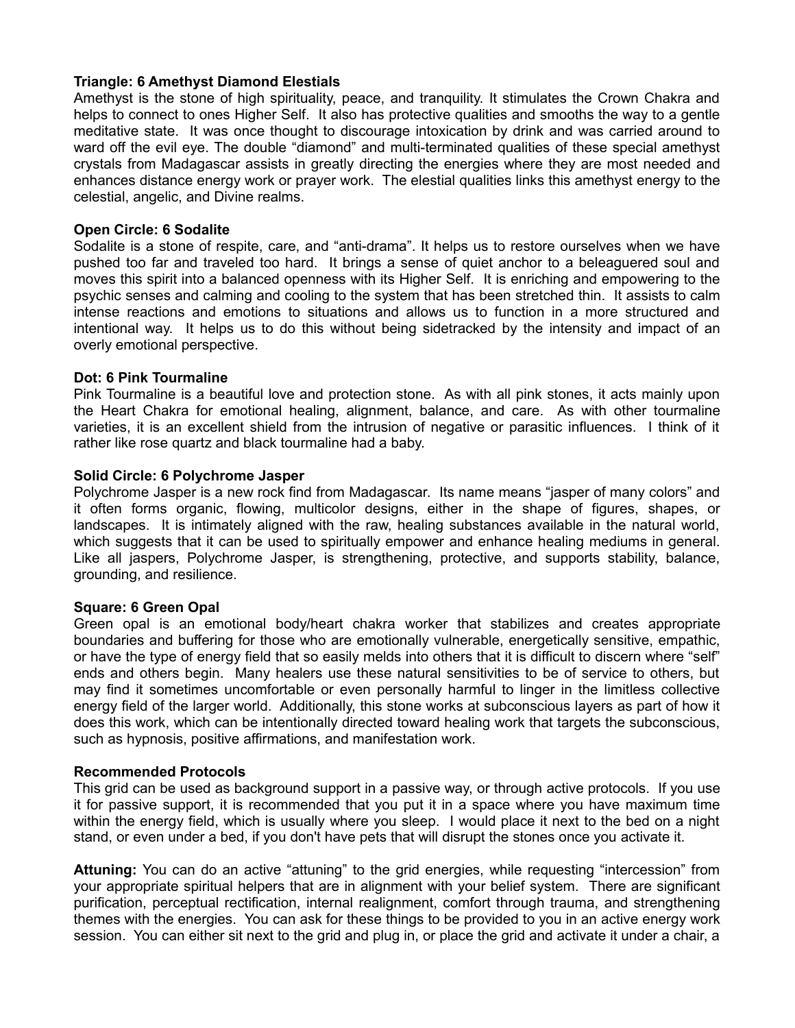**Triangle: 6 Amethyst Diamond Elestials**

Amethyst is the stone of high spirituality, peace, and tranquility. It stimulates the Crown Chakra and helps to connect to ones Higher Self. It also has protective qualities and smooths the way to a gentle meditative state. It was once thought to discourage intoxication by drink and was carried around to ward off the evil eye. The double "diamond" and multi-terminated qualities of these special amethyst crystals from Madagascar assists in greatly directing the energies where they are most needed and enhances distance energy work or prayer work. The elestial qualities links this amethyst energy to the celestial, angelic, and Divine realms.

**Open Circle: 6 Sodalite**

Sodalite is a stone of respite, care, and "anti-drama". It helps us to restore ourselves when we have pushed too far and traveled too hard. It brings a sense of quiet anchor to a beleaguered soul and moves this spirit into a balanced openness with its Higher Self. It is enriching and empowering to the psychic senses and calming and cooling to the system that has been stretched thin. It assists to calm intense reactions and emotions to situations and allows us to function in a more structured and intentional way. It helps us to do this without being sidetracked by the intensity and impact of an overly emotional perspective.

**Dot: 6 Pink Tourmaline**

Pink Tourmaline is a beautiful love and protection stone. As with all pink stones, it acts mainly upon the Heart Chakra for emotional healing, alignment, balance, and care. As with other tourmaline varieties, it is an excellent shield from the intrusion of negative or parasitic influences. I think of it rather like rose quartz and black tourmaline had a baby.

**Solid Circle: 6 Polychrome Jasper**

Polychrome Jasper is a new rock find from Madagascar. Its name means "jasper of many colors" and it often forms organic, flowing, multicolor designs, either in the shape of figures, shapes, or landscapes. It is intimately aligned with the raw, healing substances available in the natural world, which suggests that it can be used to spiritually empower and enhance healing mediums in general. Like all jaspers, Polychrome Jasper, is strengthening, protective, and supports stability, balance, grounding, and resilience.

**Square: 6 Green Opal**

Green opal is an emotional body/heart chakra worker that stabilizes and creates appropriate boundaries and buffering for those who are emotionally vulnerable, energetically sensitive, empathic, or have the type of energy field that so easily melds into others that it is difficult to discern where "self" ends and others begin. Many healers use these natural sensitivities to be of service to others, but may find it sometimes uncomfortable or even personally harmful to linger in the limitless collective energy field of the larger world. Additionally, this stone works at subconscious layers as part of how it does this work, which can be intentionally directed toward healing work that targets the subconscious, such as hypnosis, positive affirmations, and manifestation work.

**Recommended Protocols**

This grid can be used as background support in a passive way, or through active protocols. If you use it for passive support, it is recommended that you put it in a space where you have maximum time within the energy field, which is usually where you sleep. I would place it next to the bed on a night stand, or even under a bed, if you don't have pets that will disrupt the stones once you activate it.

**Attuning:** You can do an active "attuning" to the grid energies, while requesting "intercession" from your appropriate spiritual helpers that are in alignment with your belief system. There are significant purification, perceptual rectification, internal realignment, comfort through trauma, and strengthening themes with the energies. You can ask for these things to be provided to you in an active energy work session. You can either sit next to the grid and plug in, or place the grid and activate it under a chair, a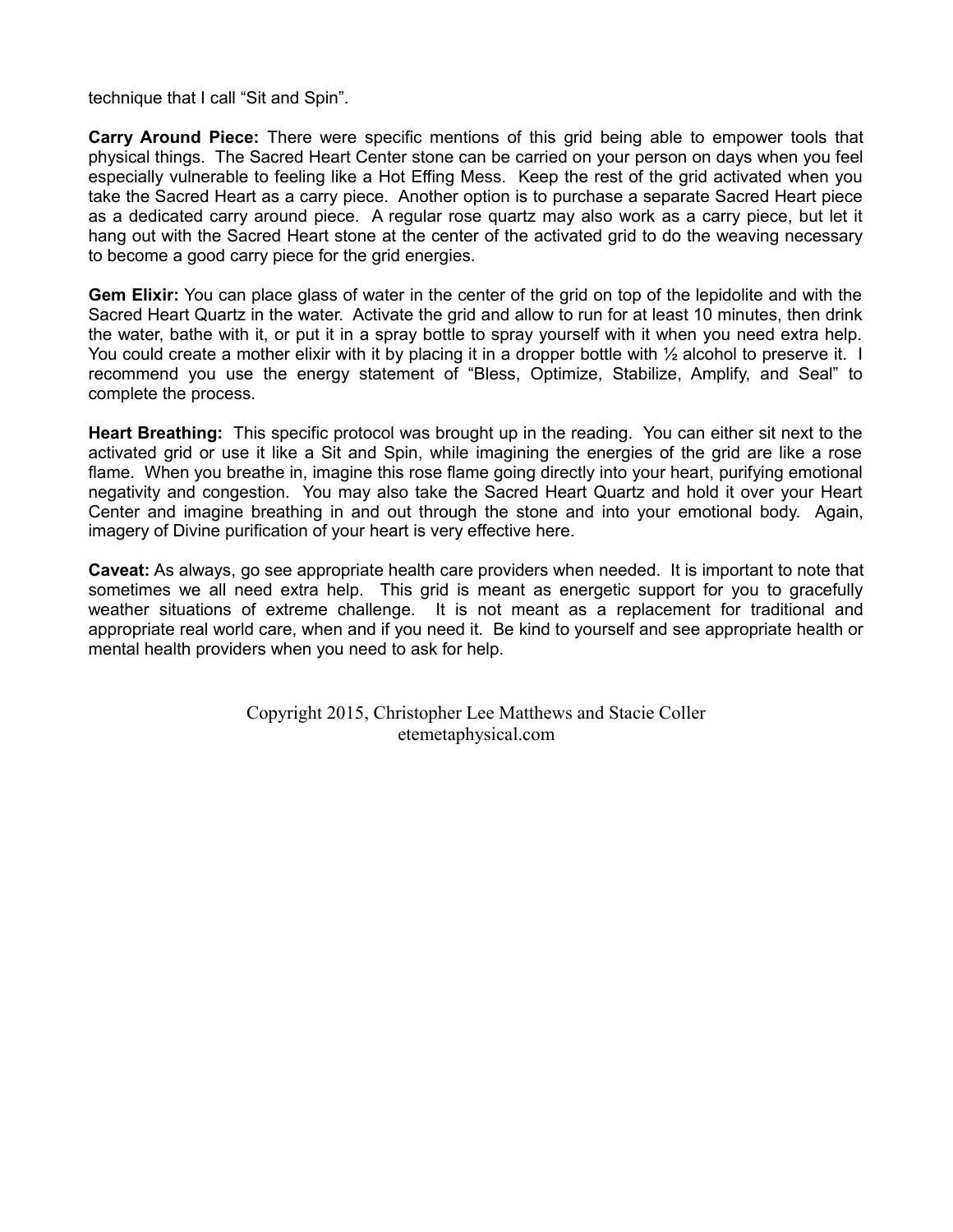technique that I call "Sit and Spin".

**Carry Around Piece:** There were specific mentions of this grid being able to empower tools that physical things. The Sacred Heart Center stone can be carried on your person on days when you feel especially vulnerable to feeling like a Hot Effing Mess. Keep the rest of the grid activated when you take the Sacred Heart as a carry piece. Another option is to purchase a separate Sacred Heart piece as a dedicated carry around piece. A regular rose quartz may also work as a carry piece, but let it hang out with the Sacred Heart stone at the center of the activated grid to do the weaving necessary to become a good carry piece for the grid energies.

**Gem Elixir:** You can place glass of water in the center of the grid on top of the lepidolite and with the Sacred Heart Quartz in the water. Activate the grid and allow to run for at least 10 minutes, then drink the water, bathe with it, or put it in a spray bottle to spray yourself with it when you need extra help. You could create a mother elixir with it by placing it in a dropper bottle with ½ alcohol to preserve it. I recommend you use the energy statement of "Bless, Optimize, Stabilize, Amplify, and Seal" to complete the process.

**Heart Breathing:** This specific protocol was brought up in the reading. You can either sit next to the activated grid or use it like a Sit and Spin, while imagining the energies of the grid are like a rose flame. When you breathe in, imagine this rose flame going directly into your heart, purifying emotional negativity and congestion. You may also take the Sacred Heart Quartz and hold it over your Heart Center and imagine breathing in and out through the stone and into your emotional body. Again, imagery of Divine purification of your heart is very effective here.

**Caveat:** As always, go see appropriate health care providers when needed. It is important to note that sometimes we all need extra help. This grid is meant as energetic support for you to gracefully weather situations of extreme challenge. It is not meant as a replacement for traditional and appropriate real world care, when and if you need it. Be kind to yourself and see appropriate health or mental health providers when you need to ask for help.

Copyright 2015, Christopher Lee Matthews and Stacie Coller
etemetaphysical.com